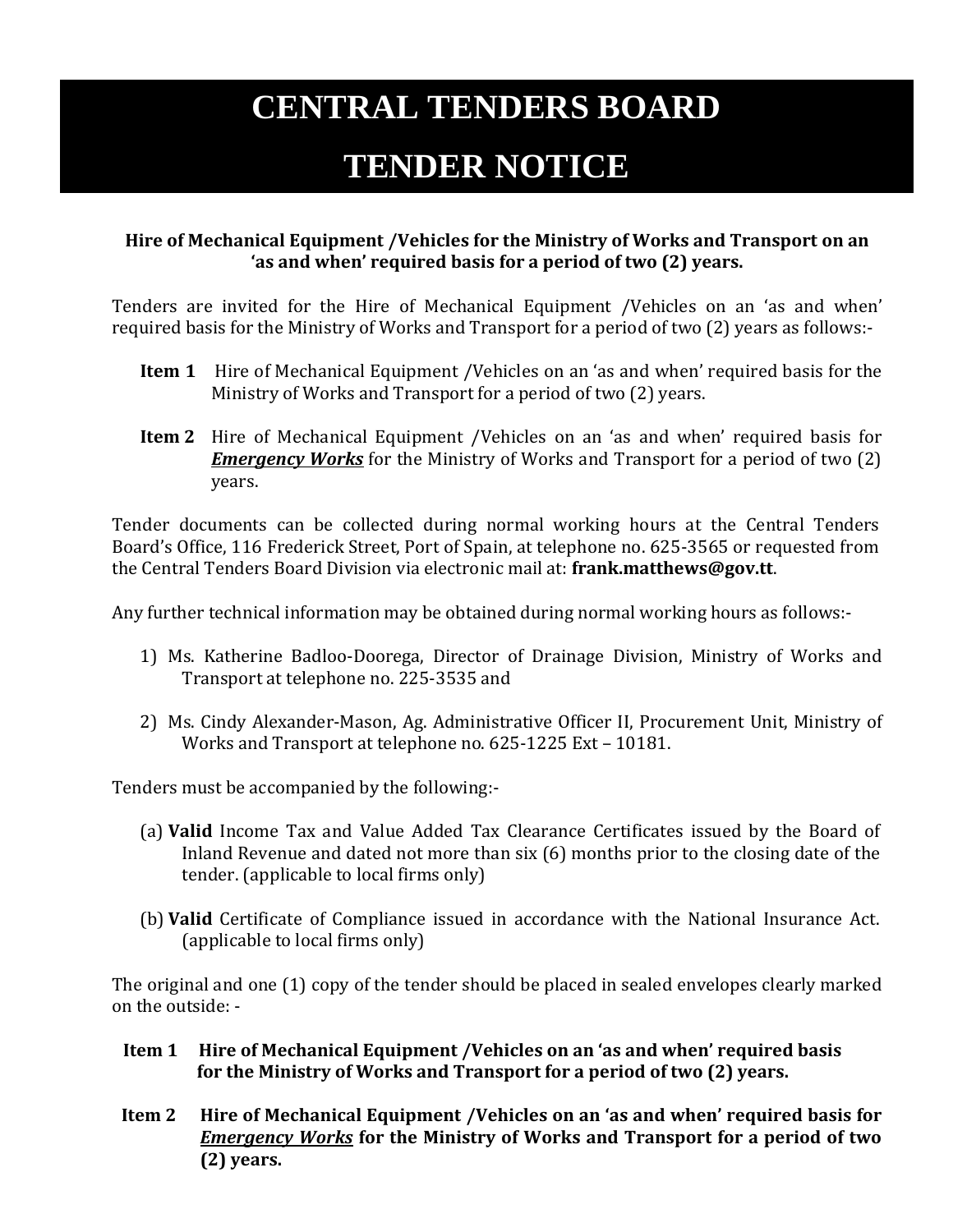# CENTRAL TENDERS BOARD

# TENDER NOTICE

**Hire of Mechanical Equipment /Vehicles for the Ministry of Works and Transport on an 'as and when' required basis for a period of two (2) years.**

Tenders are invited for the Hire of Mechanical Equipment /Vehicles on an 'as and when' required basis for the Ministry of Works and Transport for a period of two (2) years as follows:-

**Item 1** Hire of Mechanical Equipment /Vehicles on an 'as and when' required basis for the Ministry of Works and Transport for a period of two (2) years.

**Item 2** Hire of Mechanical Equipment /Vehicles on an 'as and when' required basis for ***Emergency Works*** for the Ministry of Works and Transport for a period of two (2) years.

Tender documents can be collected during normal working hours at the Central Tenders Board's Office, 116 Frederick Street, Port of Spain, at telephone no. 625-3565 or requested from the Central Tenders Board Division via electronic mail at: **frank.matthews@gov.tt**.

Any further technical information may be obtained during normal working hours as follows:-

1) Ms. Katherine Badloo-Doorega, Director of Drainage Division, Ministry of Works and Transport at telephone no. 225-3535 and

2) Ms. Cindy Alexander-Mason, Ag. Administrative Officer II, Procurement Unit, Ministry of Works and Transport at telephone no. 625-1225 Ext – 10181.

Tenders must be accompanied by the following:-

(a) **Valid** Income Tax and Value Added Tax Clearance Certificates issued by the Board of Inland Revenue and dated not more than six (6) months prior to the closing date of the tender. (applicable to local firms only)

(b) **Valid** Certificate of Compliance issued in accordance with the National Insurance Act. (applicable to local firms only)

The original and one (1) copy of the tender should be placed in sealed envelopes clearly marked on the outside: -

**Item 1 Hire of Mechanical Equipment /Vehicles on an 'as and when' required basis for the Ministry of Works and Transport for a period of two (2) years.**

**Item 2 Hire of Mechanical Equipment /Vehicles on an 'as and when' required basis for *Emergency Works* for the Ministry of Works and Transport for a period of two (2) years.**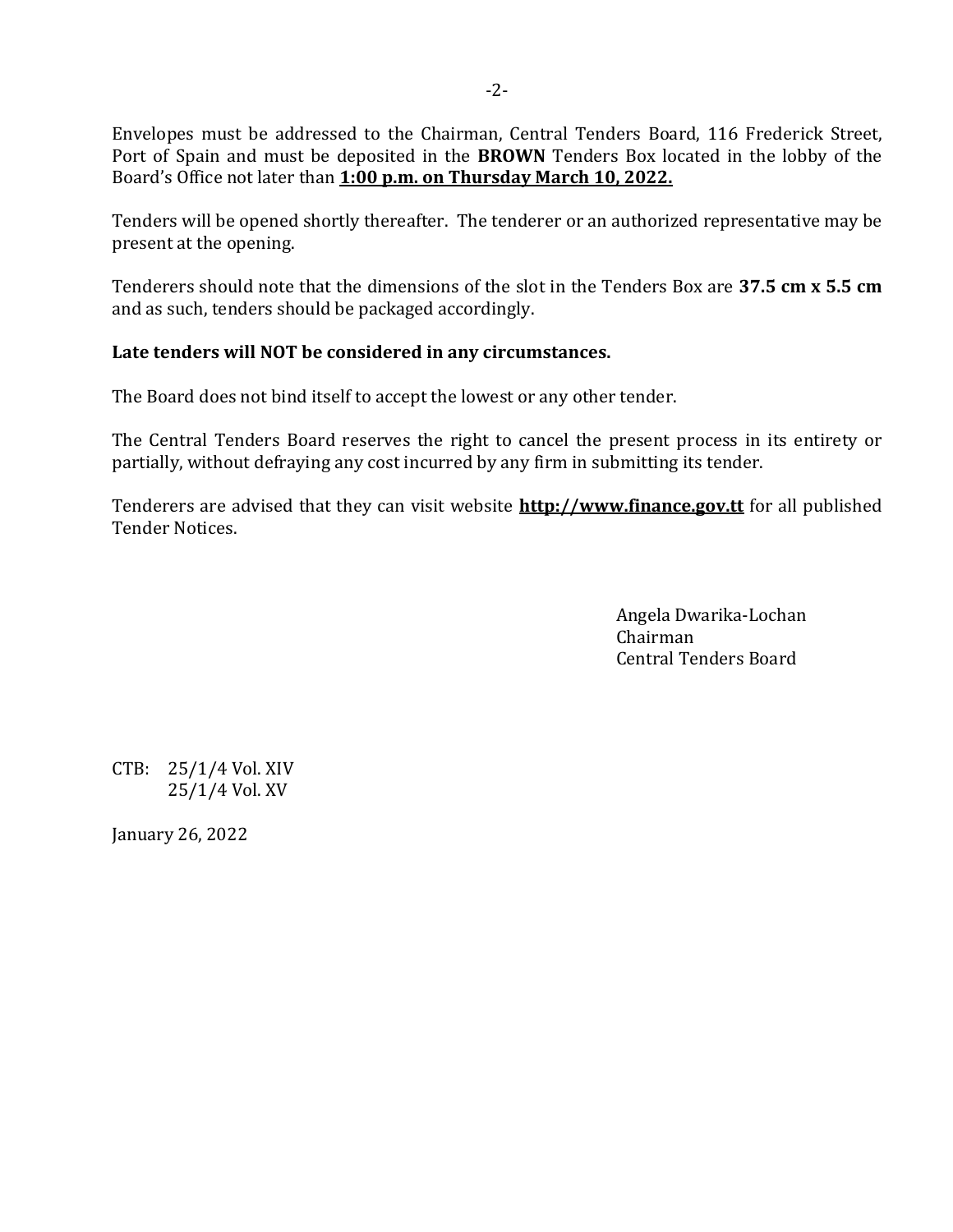Envelopes must be addressed to the Chairman, Central Tenders Board, 116 Frederick Street, Port of Spain and must be deposited in the **BROWN** Tenders Box located in the lobby of the Board's Office not later than **<u>1:00 p.m. on Thursday March 10, 2022.</u>**

Tenders will be opened shortly thereafter. The tenderer or an authorized representative may be present at the opening.

Tenderers should note that the dimensions of the slot in the Tenders Box are **37.5 cm x 5.5 cm** and as such, tenders should be packaged accordingly.

**Late tenders will NOT be considered in any circumstances.**

The Board does not bind itself to accept the lowest or any other tender.

The Central Tenders Board reserves the right to cancel the present process in its entirety or partially, without defraying any cost incurred by any firm in submitting its tender.

Tenderers are advised that they can visit website **<u>http://www.finance.gov.tt</u>** for all published Tender Notices.

Angela Dwarika-Lochan
Chairman
Central Tenders Board

CTB: 25/1/4 Vol. XIV
25/1/4 Vol. XV

January 26, 2022